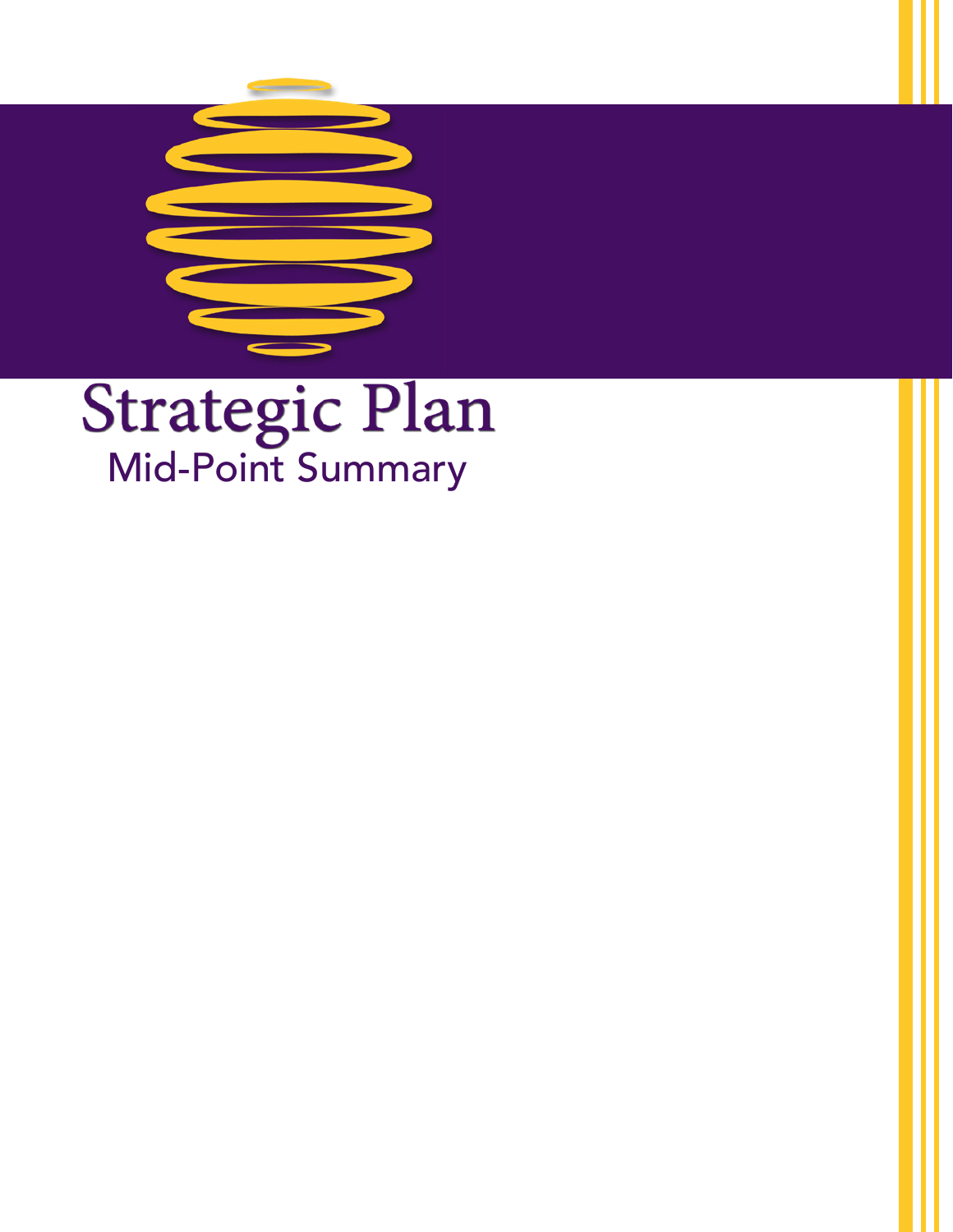# Strategic Plan

## Mid-Point Summary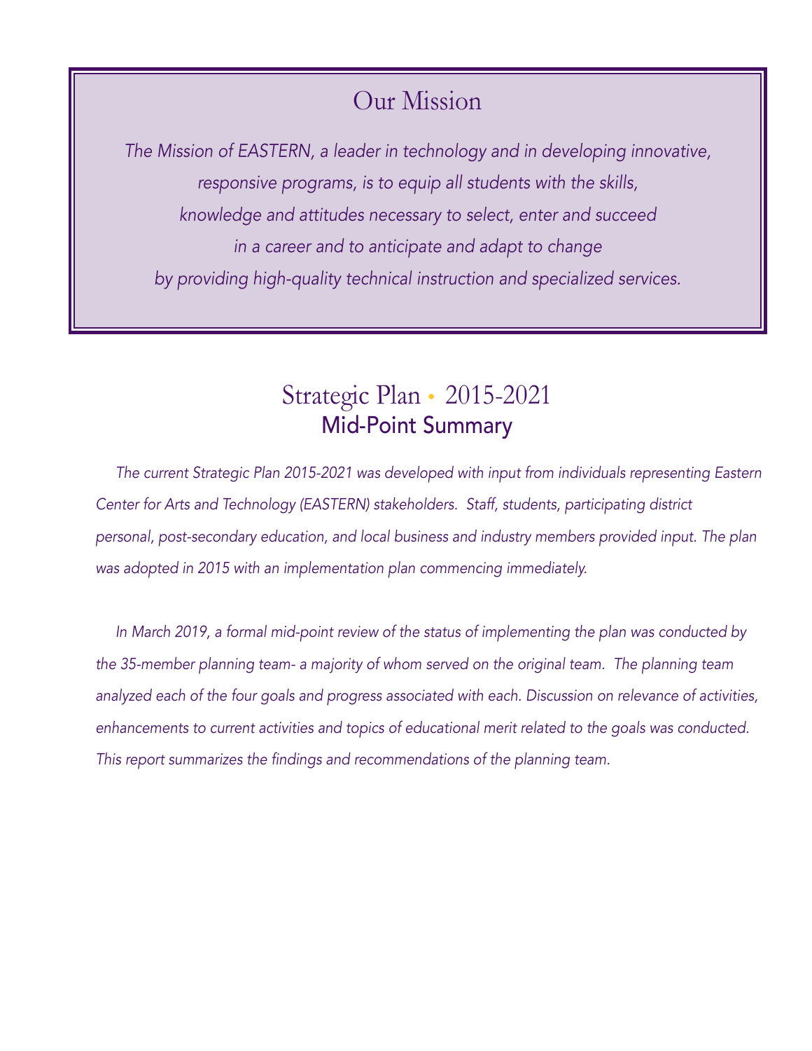## Our Mission

*The Mission of EASTERN, a leader in technology and in developing innovative, responsive programs, is to equip all students with the skills, knowledge and attitudes necessary to select, enter and succeed in a career and to anticipate and adapt to change by providing high-quality technical instruction and specialized services.*

# Strategic Plan • 2015-2021

## Mid-Point Summary

*The current Strategic Plan 2015-2021 was developed with input from individuals representing Eastern Center for Arts and Technology (EASTERN) stakeholders. Staff, students, participating district personal, post-secondary education, and local business and industry members provided input. The plan was adopted in 2015 with an implementation plan commencing immediately.*

*In March 2019, a formal mid-point review of the status of implementing the plan was conducted by the 35-member planning team- a majority of whom served on the original team. The planning team analyzed each of the four goals and progress associated with each. Discussion on relevance of activities, enhancements to current activities and topics of educational merit related to the goals was conducted. This report summarizes the findings and recommendations of the planning team.*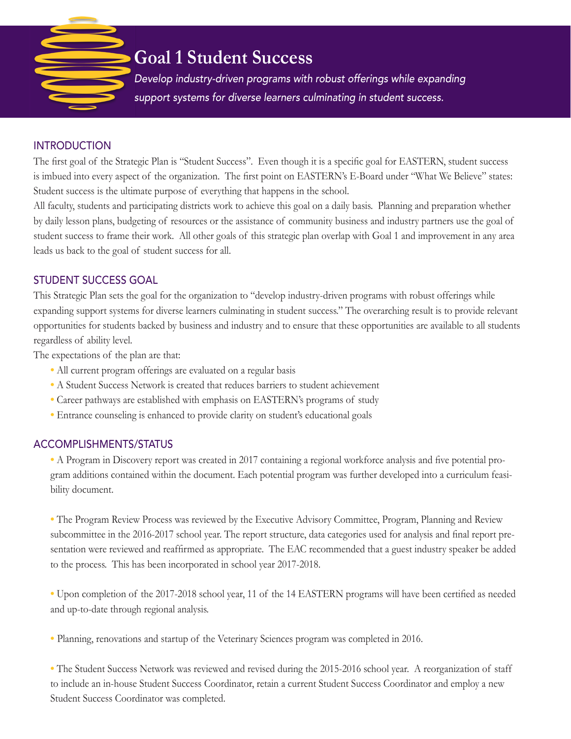# Goal 1 Student Success

*Develop industry-driven programs with robust offerings while expanding support systems for diverse learners culminating in student success.*

## INTRODUCTION

The first goal of the Strategic Plan is "Student Success". Even though it is a specific goal for EASTERN, student success is imbued into every aspect of the organization. The first point on EASTERN's E-Board under "What We Believe" states: Student success is the ultimate purpose of everything that happens in the school.

All faculty, students and participating districts work to achieve this goal on a daily basis. Planning and preparation whether by daily lesson plans, budgeting of resources or the assistance of community business and industry partners use the goal of student success to frame their work. All other goals of this strategic plan overlap with Goal 1 and improvement in any area leads us back to the goal of student success for all.

## STUDENT SUCCESS GOAL

This Strategic Plan sets the goal for the organization to "develop industry-driven programs with robust offerings while expanding support systems for diverse learners culminating in student success." The overarching result is to provide relevant opportunities for students backed by business and industry and to ensure that these opportunities are available to all students regardless of ability level.

The expectations of the plan are that:

- All current program offerings are evaluated on a regular basis
- A Student Success Network is created that reduces barriers to student achievement
- Career pathways are established with emphasis on EASTERN's programs of study
- Entrance counseling is enhanced to provide clarity on student's educational goals

## ACCOMPLISHMENTS/STATUS

- A Program in Discovery report was created in 2017 containing a regional workforce analysis and five potential program additions contained within the document. Each potential program was further developed into a curriculum feasibility document.

- The Program Review Process was reviewed by the Executive Advisory Committee, Program, Planning and Review subcommittee in the 2016-2017 school year. The report structure, data categories used for analysis and final report presentation were reviewed and reaffirmed as appropriate. The EAC recommended that a guest industry speaker be added to the process. This has been incorporated in school year 2017-2018.

- Upon completion of the 2017-2018 school year, 11 of the 14 EASTERN programs will have been certified as needed and up-to-date through regional analysis.

- Planning, renovations and startup of the Veterinary Sciences program was completed in 2016.

- The Student Success Network was reviewed and revised during the 2015-2016 school year. A reorganization of staff to include an in-house Student Success Coordinator, retain a current Student Success Coordinator and employ a new Student Success Coordinator was completed.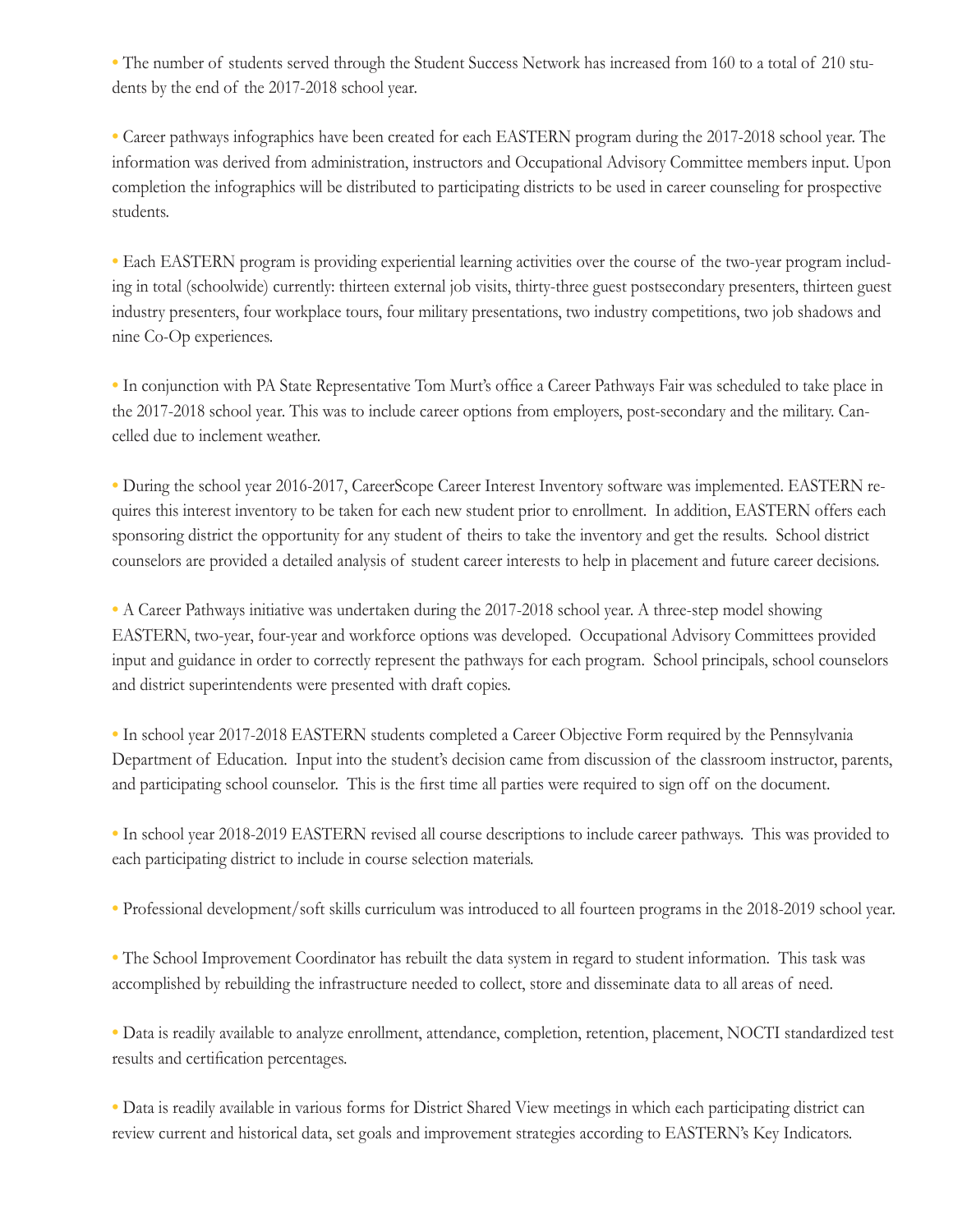- The number of students served through the Student Success Network has increased from 160 to a total of 210 students by the end of the 2017-2018 school year.

- Career pathways infographics have been created for each EASTERN program during the 2017-2018 school year. The information was derived from administration, instructors and Occupational Advisory Committee members input. Upon completion the infographics will be distributed to participating districts to be used in career counseling for prospective students.

- Each EASTERN program is providing experiential learning activities over the course of the two-year program including in total (schoolwide) currently: thirteen external job visits, thirty-three guest postsecondary presenters, thirteen guest industry presenters, four workplace tours, four military presentations, two industry competitions, two job shadows and nine Co-Op experiences.

- In conjunction with PA State Representative Tom Murt's office a Career Pathways Fair was scheduled to take place in the 2017-2018 school year. This was to include career options from employers, post-secondary and the military. Cancelled due to inclement weather.

- During the school year 2016-2017, CareerScope Career Interest Inventory software was implemented. EASTERN requires this interest inventory to be taken for each new student prior to enrollment. In addition, EASTERN offers each sponsoring district the opportunity for any student of theirs to take the inventory and get the results. School district counselors are provided a detailed analysis of student career interests to help in placement and future career decisions.

- A Career Pathways initiative was undertaken during the 2017-2018 school year. A three-step model showing EASTERN, two-year, four-year and workforce options was developed. Occupational Advisory Committees provided input and guidance in order to correctly represent the pathways for each program. School principals, school counselors and district superintendents were presented with draft copies.

- In school year 2017-2018 EASTERN students completed a Career Objective Form required by the Pennsylvania Department of Education. Input into the student's decision came from discussion of the classroom instructor, parents, and participating school counselor. This is the first time all parties were required to sign off on the document.

- In school year 2018-2019 EASTERN revised all course descriptions to include career pathways. This was provided to each participating district to include in course selection materials.

- Professional development/soft skills curriculum was introduced to all fourteen programs in the 2018-2019 school year.

- The School Improvement Coordinator has rebuilt the data system in regard to student information. This task was accomplished by rebuilding the infrastructure needed to collect, store and disseminate data to all areas of need.

- Data is readily available to analyze enrollment, attendance, completion, retention, placement, NOCTI standardized test results and certification percentages.

- Data is readily available in various forms for District Shared View meetings in which each participating district can review current and historical data, set goals and improvement strategies according to EASTERN's Key Indicators.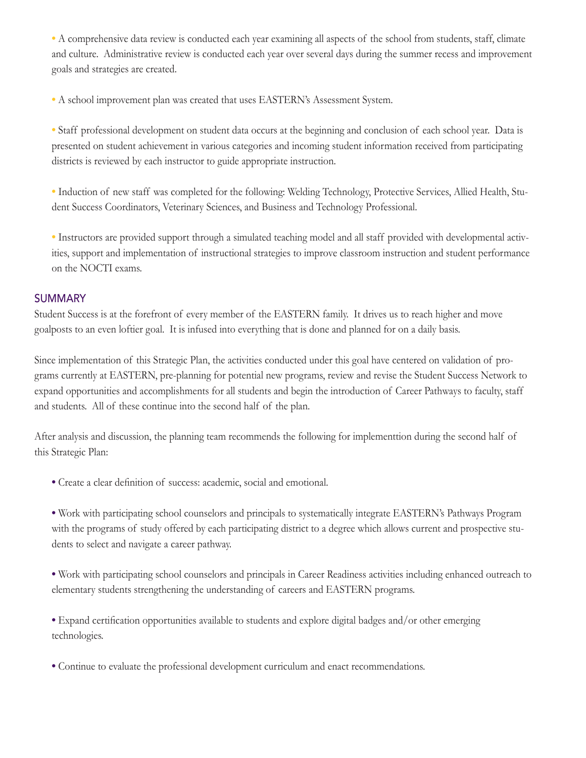- A comprehensive data review is conducted each year examining all aspects of the school from students, staff, climate and culture. Administrative review is conducted each year over several days during the summer recess and improvement goals and strategies are created.

- A school improvement plan was created that uses EASTERN's Assessment System.

- Staff professional development on student data occurs at the beginning and conclusion of each school year. Data is presented on student achievement in various categories and incoming student information received from participating districts is reviewed by each instructor to guide appropriate instruction.

- Induction of new staff was completed for the following: Welding Technology, Protective Services, Allied Health, Student Success Coordinators, Veterinary Sciences, and Business and Technology Professional.

- Instructors are provided support through a simulated teaching model and all staff provided with developmental activities, support and implementation of instructional strategies to improve classroom instruction and student performance on the NOCTI exams.

## SUMMARY

Student Success is at the forefront of every member of the EASTERN family. It drives us to reach higher and move goalposts to an even loftier goal. It is infused into everything that is done and planned for on a daily basis.

Since implementation of this Strategic Plan, the activities conducted under this goal have centered on validation of programs currently at EASTERN, pre-planning for potential new programs, review and revise the Student Success Network to expand opportunities and accomplishments for all students and begin the introduction of Career Pathways to faculty, staff and students. All of these continue into the second half of the plan.

After analysis and discussion, the planning team recommends the following for implementtion during the second half of this Strategic Plan:

- Create a clear definition of success: academic, social and emotional.

- Work with participating school counselors and principals to systematically integrate EASTERN's Pathways Program with the programs of study offered by each participating district to a degree which allows current and prospective students to select and navigate a career pathway.

- Work with participating school counselors and principals in Career Readiness activities including enhanced outreach to elementary students strengthening the understanding of careers and EASTERN programs.

- Expand certification opportunities available to students and explore digital badges and/or other emerging technologies.

- Continue to evaluate the professional development curriculum and enact recommendations.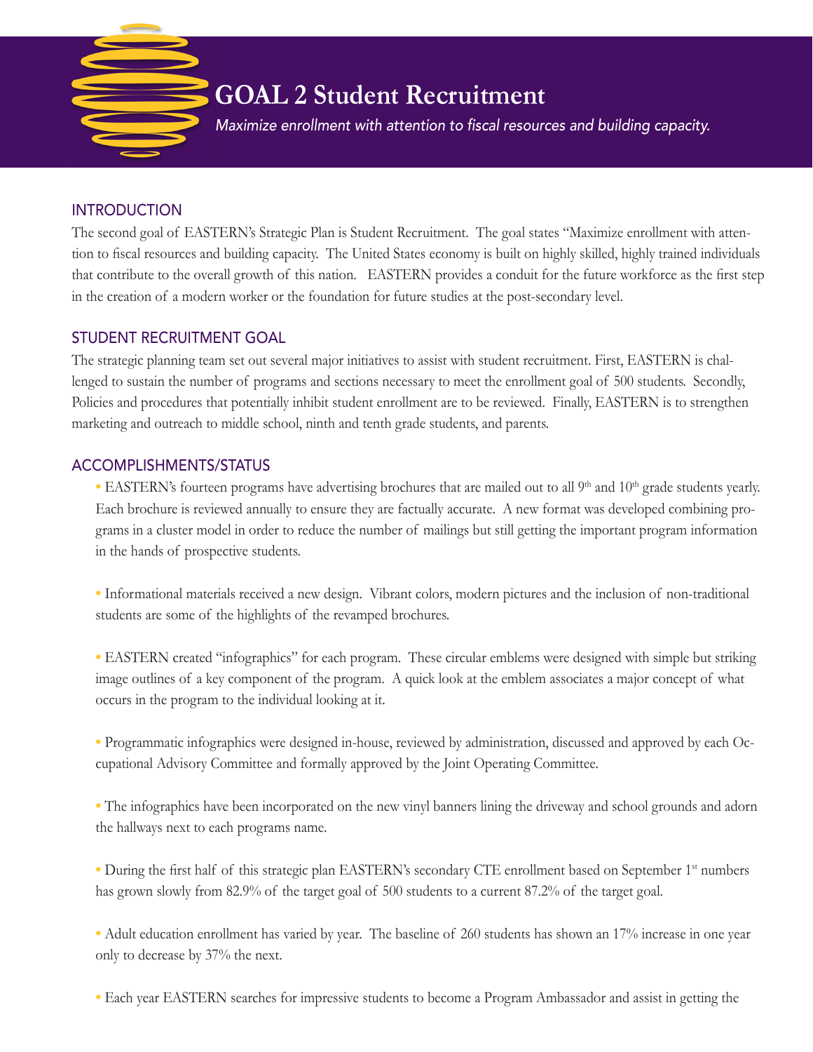# GOAL 2 Student Recruitment

*Maximize enrollment with attention to fiscal resources and building capacity.*

## INTRODUCTION

The second goal of EASTERN's Strategic Plan is Student Recruitment. The goal states "Maximize enrollment with attention to fiscal resources and building capacity. The United States economy is built on highly skilled, highly trained individuals that contribute to the overall growth of this nation. EASTERN provides a conduit for the future workforce as the first step in the creation of a modern worker or the foundation for future studies at the post-secondary level.

## STUDENT RECRUITMENT GOAL

The strategic planning team set out several major initiatives to assist with student recruitment. First, EASTERN is challenged to sustain the number of programs and sections necessary to meet the enrollment goal of 500 students. Secondly, Policies and procedures that potentially inhibit student enrollment are to be reviewed. Finally, EASTERN is to strengthen marketing and outreach to middle school, ninth and tenth grade students, and parents.

## ACCOMPLISHMENTS/STATUS

- EASTERN's fourteen programs have advertising brochures that are mailed out to all 9th and 10th grade students yearly. Each brochure is reviewed annually to ensure they are factually accurate. A new format was developed combining programs in a cluster model in order to reduce the number of mailings but still getting the important program information in the hands of prospective students.

- Informational materials received a new design. Vibrant colors, modern pictures and the inclusion of non-traditional students are some of the highlights of the revamped brochures.

- EASTERN created "infographics" for each program. These circular emblems were designed with simple but striking image outlines of a key component of the program. A quick look at the emblem associates a major concept of what occurs in the program to the individual looking at it.

- Programmatic infographics were designed in-house, reviewed by administration, discussed and approved by each Occupational Advisory Committee and formally approved by the Joint Operating Committee.

- The infographics have been incorporated on the new vinyl banners lining the driveway and school grounds and adorn the hallways next to each programs name.

- During the first half of this strategic plan EASTERN's secondary CTE enrollment based on September 1st numbers has grown slowly from 82.9% of the target goal of 500 students to a current 87.2% of the target goal.

- Adult education enrollment has varied by year. The baseline of 260 students has shown an 17% increase in one year only to decrease by 37% the next.

- Each year EASTERN searches for impressive students to become a Program Ambassador and assist in getting the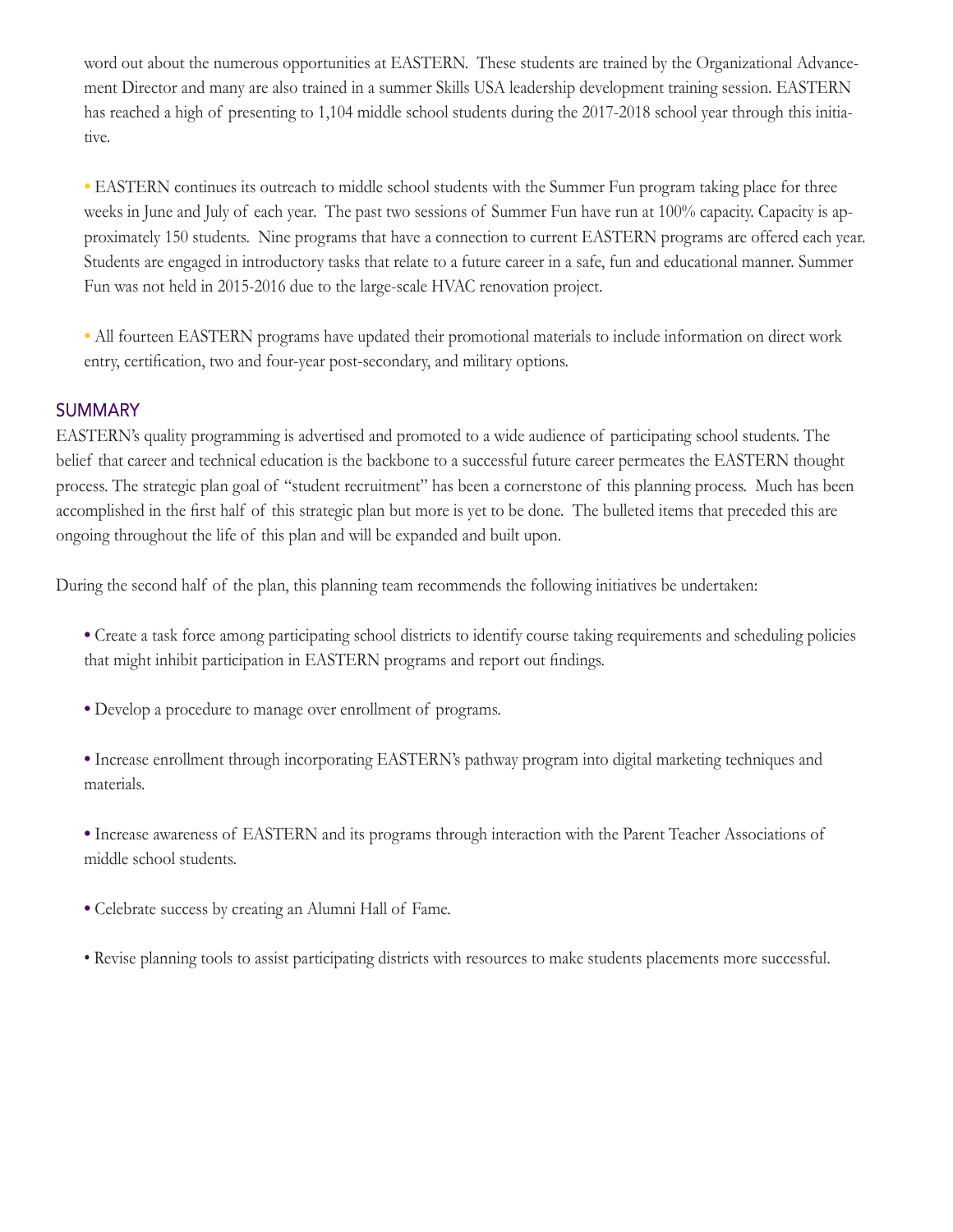word out about the numerous opportunities at EASTERN. These students are trained by the Organizational Advancement Director and many are also trained in a summer Skills USA leadership development training session. EASTERN has reached a high of presenting to 1,104 middle school students during the 2017-2018 school year through this initiative.

- EASTERN continues its outreach to middle school students with the Summer Fun program taking place for three weeks in June and July of each year. The past two sessions of Summer Fun have run at 100% capacity. Capacity is approximately 150 students. Nine programs that have a connection to current EASTERN programs are offered each year. Students are engaged in introductory tasks that relate to a future career in a safe, fun and educational manner. Summer Fun was not held in 2015-2016 due to the large-scale HVAC renovation project.

- All fourteen EASTERN programs have updated their promotional materials to include information on direct work entry, certification, two and four-year post-secondary, and military options.

## SUMMARY

EASTERN's quality programming is advertised and promoted to a wide audience of participating school students. The belief that career and technical education is the backbone to a successful future career permeates the EASTERN thought process. The strategic plan goal of "student recruitment" has been a cornerstone of this planning process. Much has been accomplished in the first half of this strategic plan but more is yet to be done. The bulleted items that preceded this are ongoing throughout the life of this plan and will be expanded and built upon.

During the second half of the plan, this planning team recommends the following initiatives be undertaken:

- Create a task force among participating school districts to identify course taking requirements and scheduling policies that might inhibit participation in EASTERN programs and report out findings.

- Develop a procedure to manage over enrollment of programs.

- Increase enrollment through incorporating EASTERN's pathway program into digital marketing techniques and materials.

- Increase awareness of EASTERN and its programs through interaction with the Parent Teacher Associations of middle school students.

- Celebrate success by creating an Alumni Hall of Fame.

- Revise planning tools to assist participating districts with resources to make students placements more successful.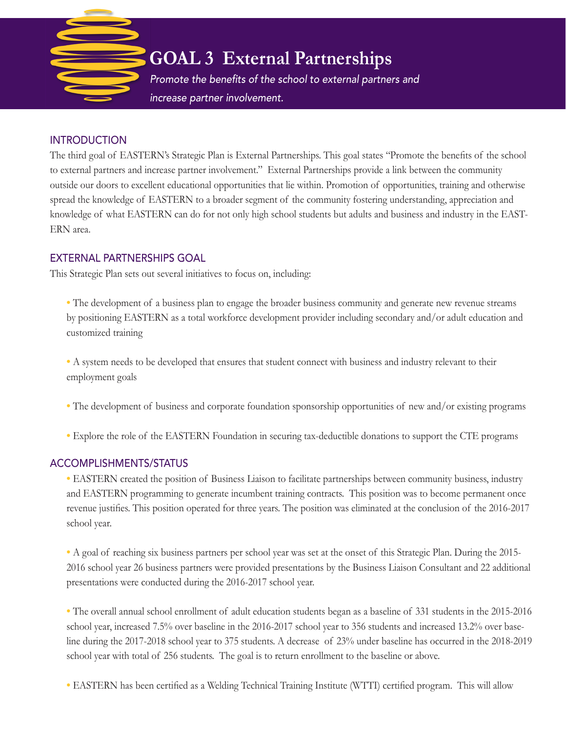# GOAL 3 External Partnerships

*Promote the benefits of the school to external partners and increase partner involvement.*

## INTRODUCTION

The third goal of EASTERN's Strategic Plan is External Partnerships. This goal states "Promote the benefits of the school to external partners and increase partner involvement." External Partnerships provide a link between the community outside our doors to excellent educational opportunities that lie within. Promotion of opportunities, training and otherwise spread the knowledge of EASTERN to a broader segment of the community fostering understanding, appreciation and knowledge of what EASTERN can do for not only high school students but adults and business and industry in the EASTERN area.

## EXTERNAL PARTNERSHIPS GOAL

This Strategic Plan sets out several initiatives to focus on, including:

- The development of a business plan to engage the broader business community and generate new revenue streams by positioning EASTERN as a total workforce development provider including secondary and/or adult education and customized training
- A system needs to be developed that ensures that student connect with business and industry relevant to their employment goals
- The development of business and corporate foundation sponsorship opportunities of new and/or existing programs
- Explore the role of the EASTERN Foundation in securing tax-deductible donations to support the CTE programs

## ACCOMPLISHMENTS/STATUS

- EASTERN created the position of Business Liaison to facilitate partnerships between community business, industry and EASTERN programming to generate incumbent training contracts. This position was to become permanent once revenue justifies. This position operated for three years. The position was eliminated at the conclusion of the 2016-2017 school year.
- A goal of reaching six business partners per school year was set at the onset of this Strategic Plan. During the 2015-2016 school year 26 business partners were provided presentations by the Business Liaison Consultant and 22 additional presentations were conducted during the 2016-2017 school year.
- The overall annual school enrollment of adult education students began as a baseline of 331 students in the 2015-2016 school year, increased 7.5% over baseline in the 2016-2017 school year to 356 students and increased 13.2% over baseline during the 2017-2018 school year to 375 students. A decrease of 23% under baseline has occurred in the 2018-2019 school year with total of 256 students. The goal is to return enrollment to the baseline or above.
- EASTERN has been certified as a Welding Technical Training Institute (WTTI) certified program. This will allow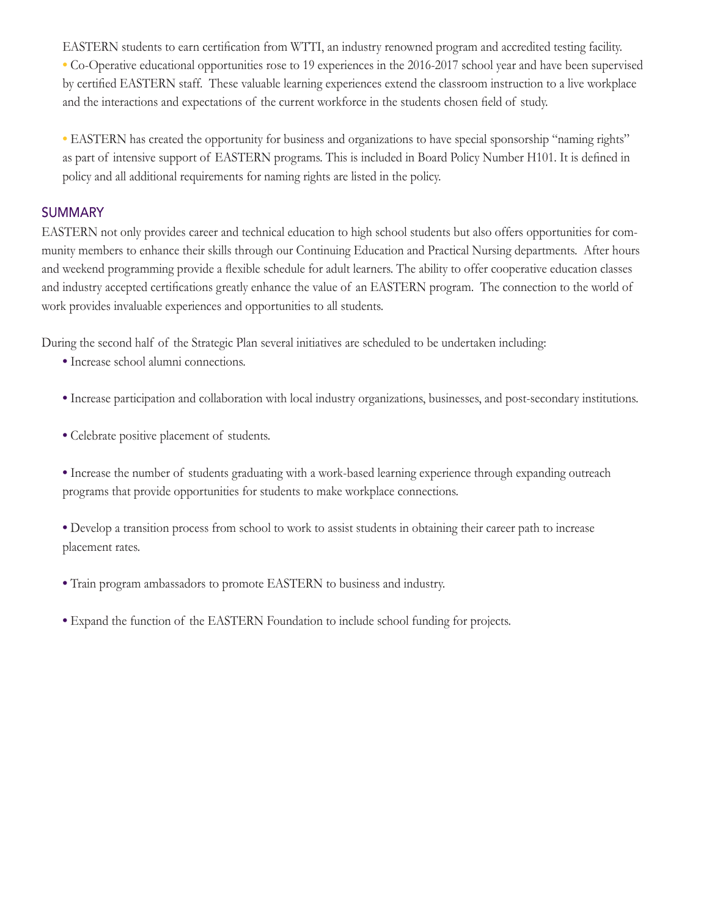EASTERN students to earn certification from WTTI, an industry renowned program and accredited testing facility.

- Co-Operative educational opportunities rose to 19 experiences in the 2016-2017 school year and have been supervised by certified EASTERN staff. These valuable learning experiences extend the classroom instruction to a live workplace and the interactions and expectations of the current workforce in the students chosen field of study.

- EASTERN has created the opportunity for business and organizations to have special sponsorship "naming rights" as part of intensive support of EASTERN programs. This is included in Board Policy Number H101. It is defined in policy and all additional requirements for naming rights are listed in the policy.

## SUMMARY

EASTERN not only provides career and technical education to high school students but also offers opportunities for community members to enhance their skills through our Continuing Education and Practical Nursing departments. After hours and weekend programming provide a flexible schedule for adult learners. The ability to offer cooperative education classes and industry accepted certifications greatly enhance the value of an EASTERN program. The connection to the world of work provides invaluable experiences and opportunities to all students.

During the second half of the Strategic Plan several initiatives are scheduled to be undertaken including:

- Increase school alumni connections.

- Increase participation and collaboration with local industry organizations, businesses, and post-secondary institutions.

- Celebrate positive placement of students.

- Increase the number of students graduating with a work-based learning experience through expanding outreach programs that provide opportunities for students to make workplace connections.

- Develop a transition process from school to work to assist students in obtaining their career path to increase placement rates.

- Train program ambassadors to promote EASTERN to business and industry.

- Expand the function of the EASTERN Foundation to include school funding for projects.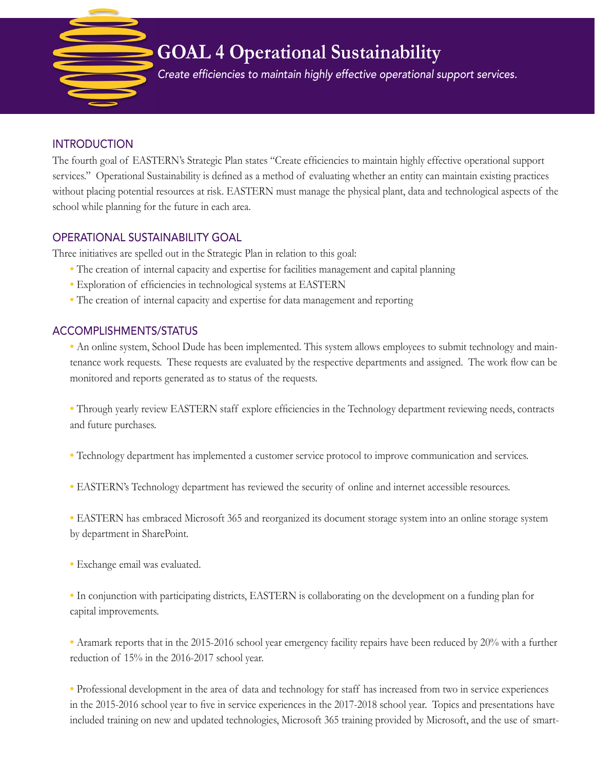# GOAL 4 Operational Sustainability

*Create efficiencies to maintain highly effective operational support services.*

## INTRODUCTION

The fourth goal of EASTERN's Strategic Plan states "Create efficiencies to maintain highly effective operational support services." Operational Sustainability is defined as a method of evaluating whether an entity can maintain existing practices without placing potential resources at risk. EASTERN must manage the physical plant, data and technological aspects of the school while planning for the future in each area.

## OPERATIONAL SUSTAINABILITY GOAL

Three initiatives are spelled out in the Strategic Plan in relation to this goal:

- The creation of internal capacity and expertise for facilities management and capital planning
- Exploration of efficiencies in technological systems at EASTERN
- The creation of internal capacity and expertise for data management and reporting

## ACCOMPLISHMENTS/STATUS

- An online system, School Dude has been implemented. This system allows employees to submit technology and maintenance work requests. These requests are evaluated by the respective departments and assigned. The work flow can be monitored and reports generated as to status of the requests.

- Through yearly review EASTERN staff explore efficiencies in the Technology department reviewing needs, contracts and future purchases.

- Technology department has implemented a customer service protocol to improve communication and services.

- EASTERN's Technology department has reviewed the security of online and internet accessible resources.

- EASTERN has embraced Microsoft 365 and reorganized its document storage system into an online storage system by department in SharePoint.

- Exchange email was evaluated.

- In conjunction with participating districts, EASTERN is collaborating on the development on a funding plan for capital improvements.

- Aramark reports that in the 2015-2016 school year emergency facility repairs have been reduced by 20% with a further reduction of 15% in the 2016-2017 school year.

- Professional development in the area of data and technology for staff has increased from two in service experiences in the 2015-2016 school year to five in service experiences in the 2017-2018 school year. Topics and presentations have included training on new and updated technologies, Microsoft 365 training provided by Microsoft, and the use of smart-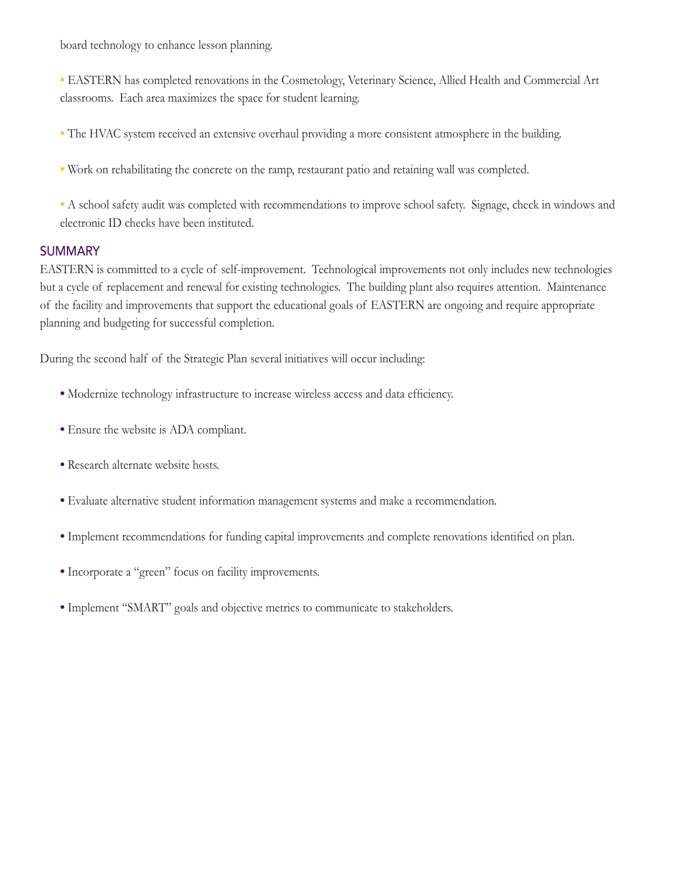board technology to enhance lesson planning.

- EASTERN has completed renovations in the Cosmetology, Veterinary Science, Allied Health and Commercial Art classrooms. Each area maximizes the space for student learning.

- The HVAC system received an extensive overhaul providing a more consistent atmosphere in the building.

- Work on rehabilitating the concrete on the ramp, restaurant patio and retaining wall was completed.

- A school safety audit was completed with recommendations to improve school safety. Signage, check in windows and electronic ID checks have been instituted.

## SUMMARY

EASTERN is committed to a cycle of self-improvement. Technological improvements not only includes new technologies but a cycle of replacement and renewal for existing technologies. The building plant also requires attention. Maintenance of the facility and improvements that support the educational goals of EASTERN are ongoing and require appropriate planning and budgeting for successful completion.

During the second half of the Strategic Plan several initiatives will occur including:

- Modernize technology infrastructure to increase wireless access and data efficiency.

- Ensure the website is ADA compliant.

- Research alternate website hosts.

- Evaluate alternative student information management systems and make a recommendation.

- Implement recommendations for funding capital improvements and complete renovations identified on plan.

- Incorporate a “green” focus on facility improvements.

- Implement “SMART” goals and objective metrics to communicate to stakeholders.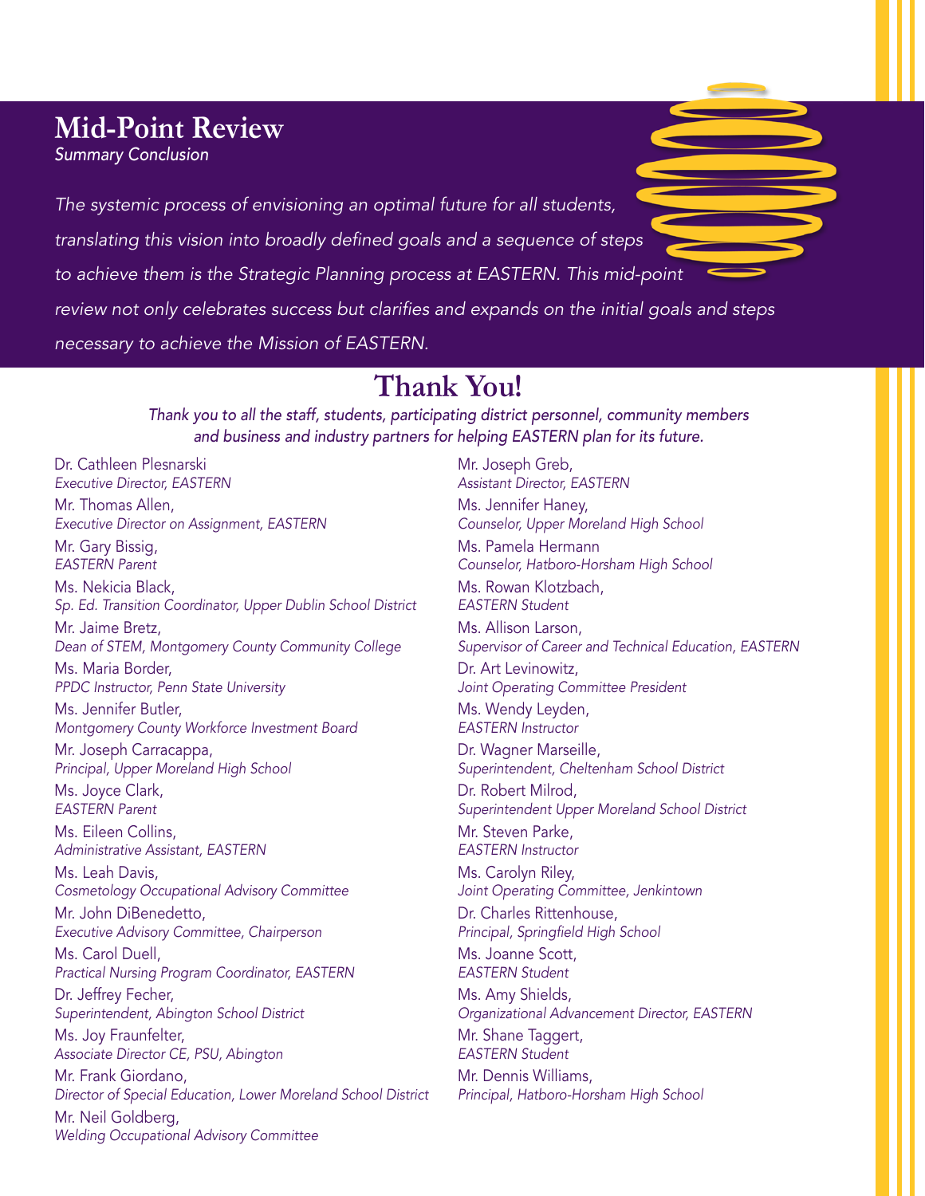# Mid-Point Review

*Summary Conclusion*

*The systemic process of envisioning an optimal future for all students, translating this vision into broadly defined goals and a sequence of steps to achieve them is the Strategic Planning process at EASTERN. This mid-point review not only celebrates success but clarifies and expands on the initial goals and steps necessary to achieve the Mission of EASTERN.*

## Thank You!

*Thank you to all the staff, students, participating district personnel, community members and business and industry partners for helping EASTERN plan for its future.*

Dr. Cathleen Plesnarski
*Executive Director, EASTERN*

Mr. Thomas Allen,
*Executive Director on Assignment, EASTERN*

Mr. Gary Bissig,
*EASTERN Parent*

Ms. Nekicia Black,
*Sp. Ed. Transition Coordinator, Upper Dublin School District*

Mr. Jaime Bretz,
*Dean of STEM, Montgomery County Community College*

Ms. Maria Border,
*PPDC Instructor, Penn State University*

Ms. Jennifer Butler,
*Montgomery County Workforce Investment Board*

Mr. Joseph Carracappa,
*Principal, Upper Moreland High School*

Ms. Joyce Clark,
*EASTERN Parent*

Ms. Eileen Collins,
*Administrative Assistant, EASTERN*

Ms. Leah Davis,
*Cosmetology Occupational Advisory Committee*

Mr. John DiBenedetto,
*Executive Advisory Committee, Chairperson*

Ms. Carol Duell,
*Practical Nursing Program Coordinator, EASTERN*

Dr. Jeffrey Fecher,
*Superintendent, Abington School District*

Ms. Joy Fraunfelter,
*Associate Director CE, PSU, Abington*

Mr. Frank Giordano,
*Director of Special Education, Lower Moreland School District*

Mr. Neil Goldberg,
*Welding Occupational Advisory Committee*

Mr. Joseph Greb,
*Assistant Director, EASTERN*

Ms. Jennifer Haney,
*Counselor, Upper Moreland High School*

Ms. Pamela Hermann
*Counselor, Hatboro-Horsham High School*

Ms. Rowan Klotzbach,
*EASTERN Student*

Ms. Allison Larson,
*Supervisor of Career and Technical Education, EASTERN*

Dr. Art Levinowitz,
*Joint Operating Committee President*

Ms. Wendy Leyden,
*EASTERN Instructor*

Dr. Wagner Marseille,
*Superintendent, Cheltenham School District*

Dr. Robert Milrod,
*Superintendent Upper Moreland School District*

Mr. Steven Parke,
*EASTERN Instructor*

Ms. Carolyn Riley,
*Joint Operating Committee, Jenkintown*

Dr. Charles Rittenhouse,
*Principal, Springfield High School*

Ms. Joanne Scott,
*EASTERN Student*

Ms. Amy Shields,
*Organizational Advancement Director, EASTERN*

Mr. Shane Taggert,
*EASTERN Student*

Mr. Dennis Williams,
*Principal, Hatboro-Horsham High School*